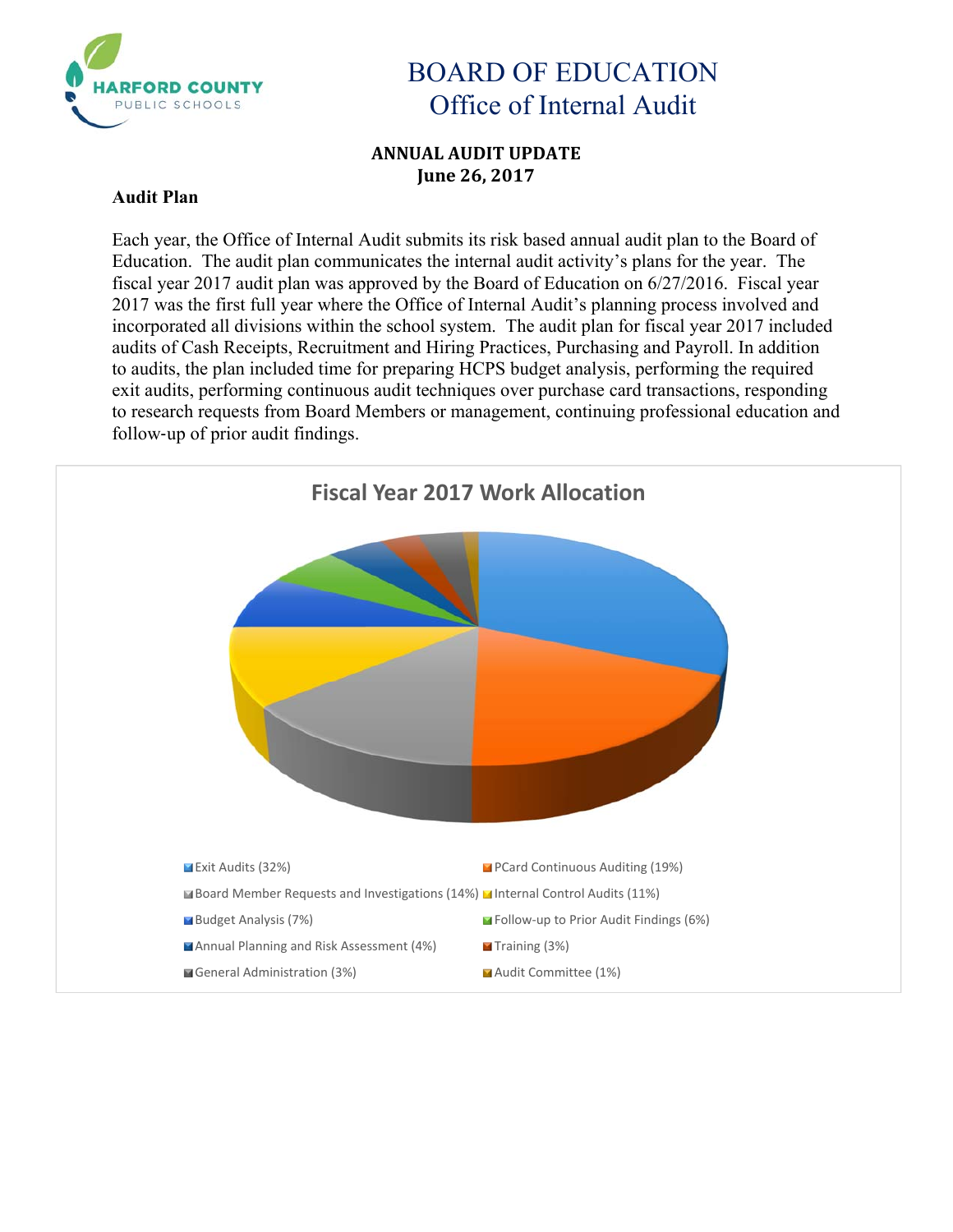# BOARD OF EDUCATION
## Office of Internal Audit

**ANNUAL AUDIT UPDATE**
**June 26, 2017**

**Audit Plan**

Each year, the Office of Internal Audit submits its risk based annual audit plan to the Board of Education. The audit plan communicates the internal audit activity's plans for the year. The fiscal year 2017 audit plan was approved by the Board of Education on 6/27/2016. Fiscal year 2017 was the first full year where the Office of Internal Audit's planning process involved and incorporated all divisions within the school system. The audit plan for fiscal year 2017 included audits of Cash Receipts, Recruitment and Hiring Practices, Purchasing and Payroll. In addition to audits, the plan included time for preparing HCPS budget analysis, performing the required exit audits, performing continuous audit techniques over purchase card transactions, responding to research requests from Board Members or management, continuing professional education and follow-up of prior audit findings.

**Fiscal Year 2017 Work Allocation**

- Exit Audits (32%)
- PCard Continuous Auditing (19%)
- Board Member Requests and Investigations (14%)
- Internal Control Audits (11%)
- Budget Analysis (7%)
- Follow-up to Prior Audit Findings (6%)
- Annual Planning and Risk Assessment (4%)
- Training (3%)
- General Administration (3%)
- Audit Committee (1%)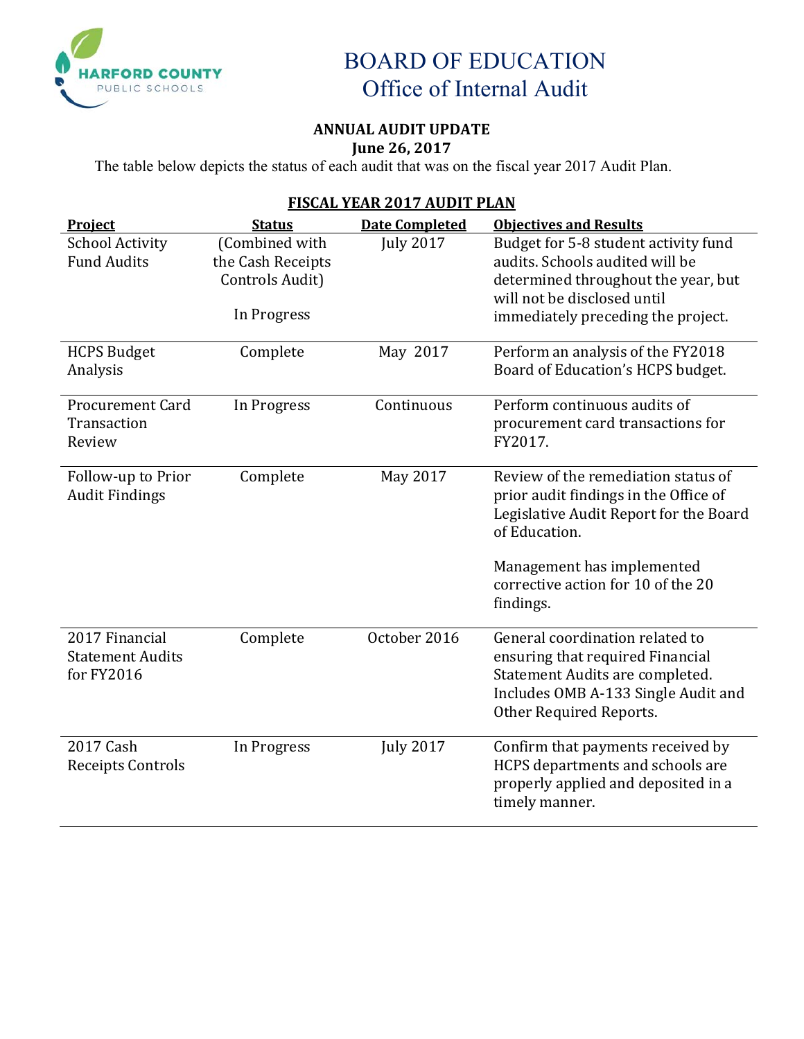# BOARD OF EDUCATION
## Office of Internal Audit

**ANNUAL AUDIT UPDATE**
**June 26, 2017**

The table below depicts the status of each audit that was on the fiscal year 2017 Audit Plan.

**FISCAL YEAR 2017 AUDIT PLAN**

| Project | Status | Date Completed | Objectives and Results |
|---|---|---|---|
| School Activity Fund Audits | (Combined with the Cash Receipts Controls Audit) In Progress | July 2017 | Budget for 5-8 student activity fund audits. Schools audited will be determined throughout the year, but will not be disclosed until immediately preceding the project. |
| HCPS Budget Analysis | Complete | May 2017 | Perform an analysis of the FY2018 Board of Education's HCPS budget. |
| Procurement Card Transaction Review | In Progress | Continuous | Perform continuous audits of procurement card transactions for FY2017. |
| Follow-up to Prior Audit Findings | Complete | May 2017 | Review of the remediation status of prior audit findings in the Office of Legislative Audit Report for the Board of Education. Management has implemented corrective action for 10 of the 20 findings. |
| 2017 Financial Statement Audits for FY2016 | Complete | October 2016 | General coordination related to ensuring that required Financial Statement Audits are completed. Includes OMB A-133 Single Audit and Other Required Reports. |
| 2017 Cash Receipts Controls | In Progress | July 2017 | Confirm that payments received by HCPS departments and schools are properly applied and deposited in a timely manner. |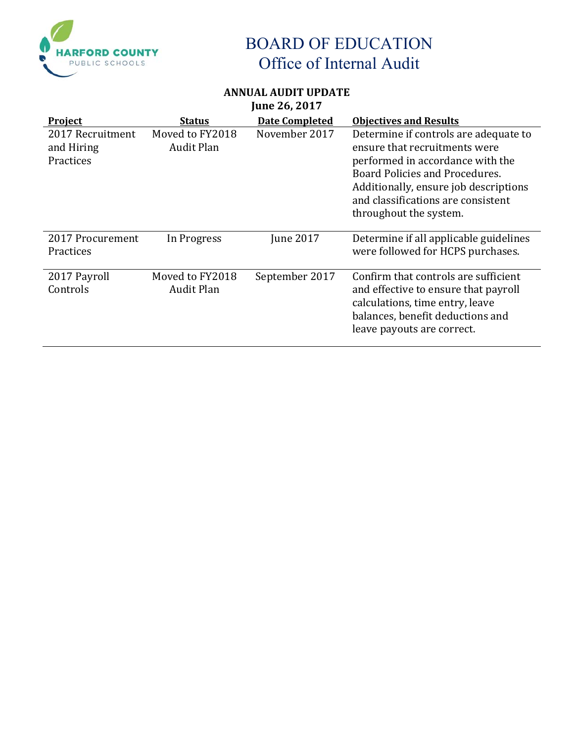# BOARD OF EDUCATION
## Office of Internal Audit

**ANNUAL AUDIT UPDATE**
**June 26, 2017**

| Project | Status | Date Completed | Objectives and Results |
|---|---|---|---|
| 2017 Recruitment and Hiring Practices | Moved to FY2018 Audit Plan | November 2017 | Determine if controls are adequate to ensure that recruitments were performed in accordance with the Board Policies and Procedures. Additionally, ensure job descriptions and classifications are consistent throughout the system. |
| 2017 Procurement Practices | In Progress | June 2017 | Determine if all applicable guidelines were followed for HCPS purchases. |
| 2017 Payroll Controls | Moved to FY2018 Audit Plan | September 2017 | Confirm that controls are sufficient and effective to ensure that payroll calculations, time entry, leave balances, benefit deductions and leave payouts are correct. |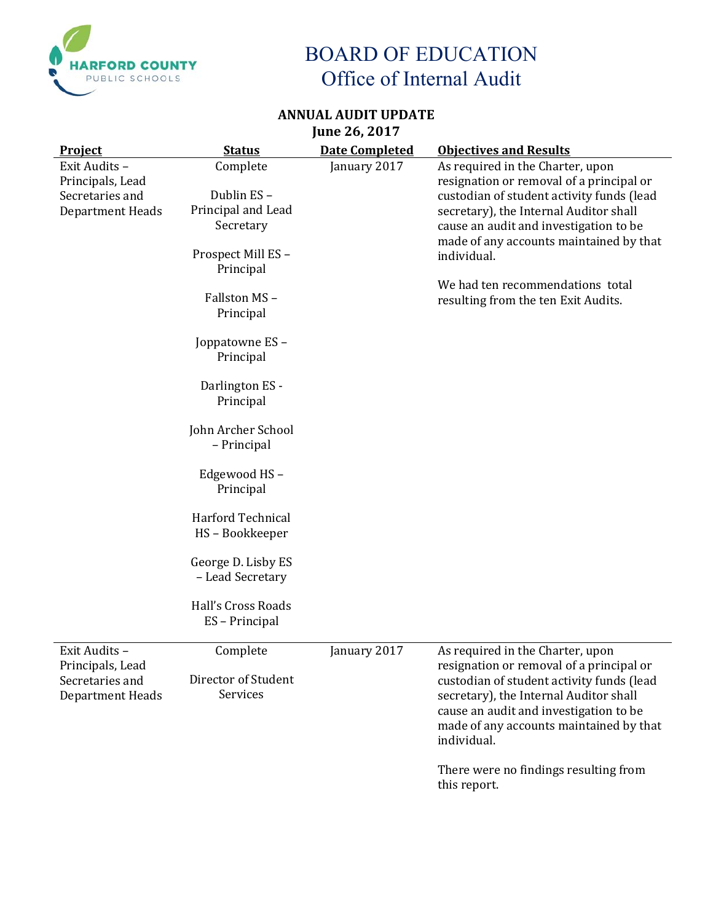# BOARD OF EDUCATION
## Office of Internal Audit

**ANNUAL AUDIT UPDATE**
**June 26, 2017**

| Project | Status | Date Completed | Objectives and Results |
|---|---|---|---|
| Exit Audits – Principals, Lead Secretaries and Department Heads | Complete<br><br>Dublin ES – Principal and Lead Secretary<br><br>Prospect Mill ES – Principal<br><br>Fallston MS – Principal<br><br>Joppatowne ES – Principal<br><br>Darlington ES - Principal<br><br>John Archer School – Principal<br><br>Edgewood HS – Principal<br><br>Harford Technical HS – Bookkeeper<br><br>George D. Lisby ES – Lead Secretary<br><br>Hall's Cross Roads ES – Principal | January 2017 | As required in the Charter, upon resignation or removal of a principal or custodian of student activity funds (lead secretary), the Internal Auditor shall cause an audit and investigation to be made of any accounts maintained by that individual.<br><br>We had ten recommendations total resulting from the ten Exit Audits. |
| Exit Audits – Principals, Lead Secretaries and Department Heads | Complete<br><br>Director of Student Services | January 2017 | As required in the Charter, upon resignation or removal of a principal or custodian of student activity funds (lead secretary), the Internal Auditor shall cause an audit and investigation to be made of any accounts maintained by that individual.<br><br>There were no findings resulting from this report. |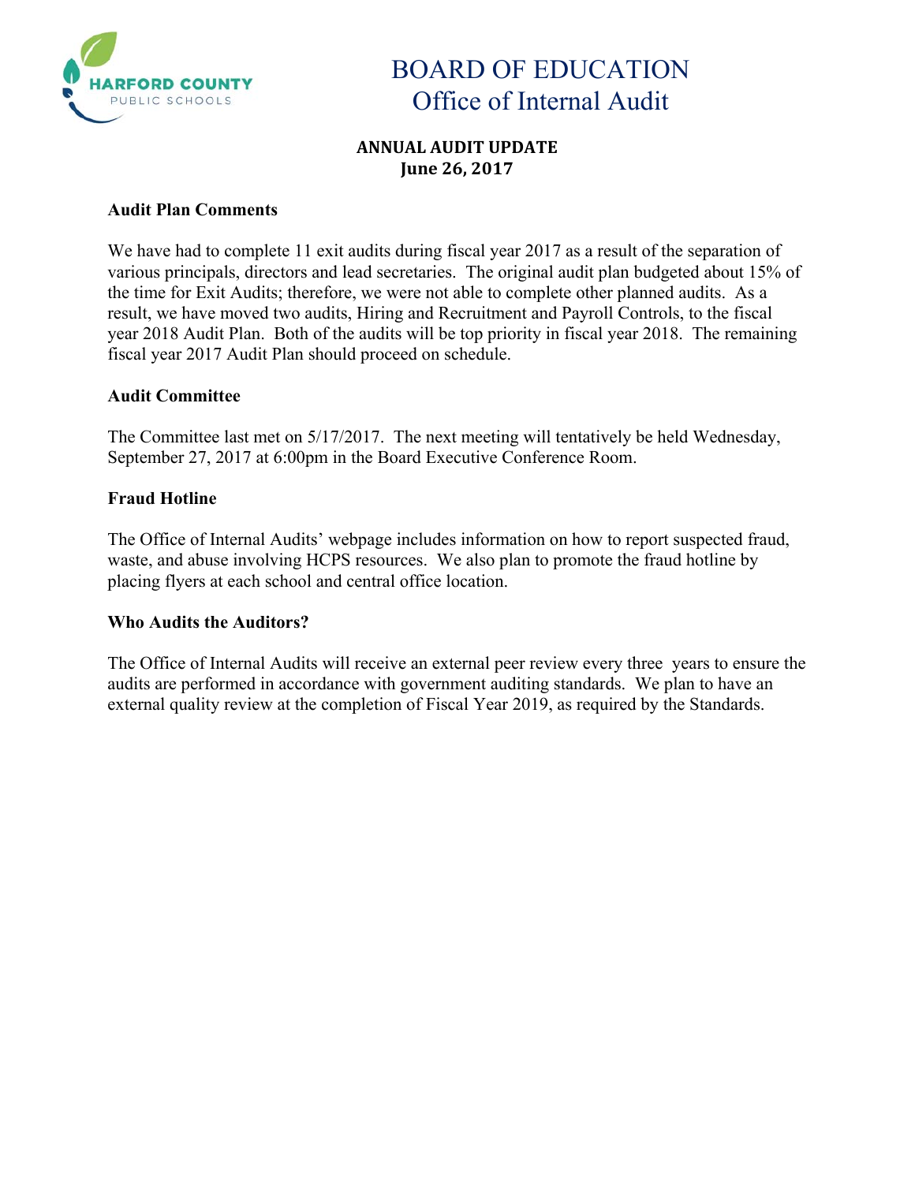HARFORD COUNTY PUBLIC SCHOOLS

# BOARD OF EDUCATION
# Office of Internal Audit

## ANNUAL AUDIT UPDATE
## June 26, 2017

### Audit Plan Comments

We have had to complete 11 exit audits during fiscal year 2017 as a result of the separation of various principals, directors and lead secretaries. The original audit plan budgeted about 15% of the time for Exit Audits; therefore, we were not able to complete other planned audits. As a result, we have moved two audits, Hiring and Recruitment and Payroll Controls, to the fiscal year 2018 Audit Plan. Both of the audits will be top priority in fiscal year 2018. The remaining fiscal year 2017 Audit Plan should proceed on schedule.

### Audit Committee

The Committee last met on 5/17/2017. The next meeting will tentatively be held Wednesday, September 27, 2017 at 6:00pm in the Board Executive Conference Room.

### Fraud Hotline

The Office of Internal Audits' webpage includes information on how to report suspected fraud, waste, and abuse involving HCPS resources. We also plan to promote the fraud hotline by placing flyers at each school and central office location.

### Who Audits the Auditors?

The Office of Internal Audits will receive an external peer review every three years to ensure the audits are performed in accordance with government auditing standards. We plan to have an external quality review at the completion of Fiscal Year 2019, as required by the Standards.